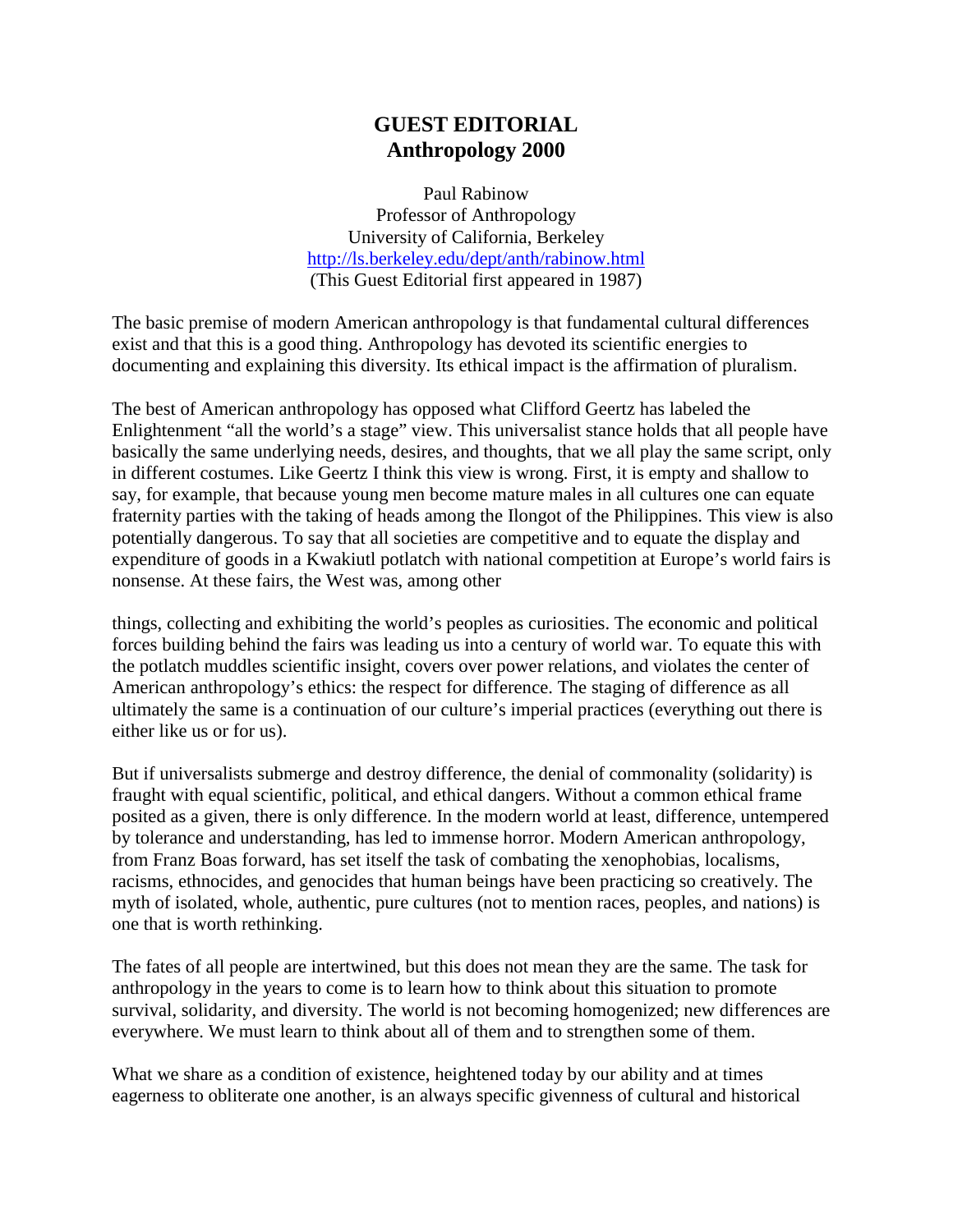# GUEST EDITORIAL
## Anthropology 2000

Paul Rabinow
Professor of Anthropology
University of California, Berkeley
http://ls.berkeley.edu/dept/anth/rabinow.html
(This Guest Editorial first appeared in 1987)

The basic premise of modern American anthropology is that fundamental cultural differences exist and that this is a good thing. Anthropology has devoted its scientific energies to documenting and explaining this diversity. Its ethical impact is the affirmation of pluralism.

The best of American anthropology has opposed what Clifford Geertz has labeled the Enlightenment "all the world's a stage" view. This universalist stance holds that all people have basically the same underlying needs, desires, and thoughts, that we all play the same script, only in different costumes. Like Geertz I think this view is wrong. First, it is empty and shallow to say, for example, that because young men become mature males in all cultures one can equate fraternity parties with the taking of heads among the Ilongot of the Philippines. This view is also potentially dangerous. To say that all societies are competitive and to equate the display and expenditure of goods in a Kwakiutl potlatch with national competition at Europe's world fairs is nonsense. At these fairs, the West was, among other things, collecting and exhibiting the world's peoples as curiosities. The economic and political forces building behind the fairs was leading us into a century of world war. To equate this with the potlatch muddles scientific insight, covers over power relations, and violates the center of American anthropology's ethics: the respect for difference. The staging of difference as all ultimately the same is a continuation of our culture's imperial practices (everything out there is either like us or for us).

But if universalists submerge and destroy difference, the denial of commonality (solidarity) is fraught with equal scientific, political, and ethical dangers. Without a common ethical frame posited as a given, there is only difference. In the modern world at least, difference, untempered by tolerance and understanding, has led to immense horror. Modern American anthropology, from Franz Boas forward, has set itself the task of combating the xenophobias, localisms, racisms, ethnocides, and genocides that human beings have been practicing so creatively. The myth of isolated, whole, authentic, pure cultures (not to mention races, peoples, and nations) is one that is worth rethinking.

The fates of all people are intertwined, but this does not mean they are the same. The task for anthropology in the years to come is to learn how to think about this situation to promote survival, solidarity, and diversity. The world is not becoming homogenized; new differences are everywhere. We must learn to think about all of them and to strengthen some of them.

What we share as a condition of existence, heightened today by our ability and at times eagerness to obliterate one another, is an always specific givenness of cultural and historical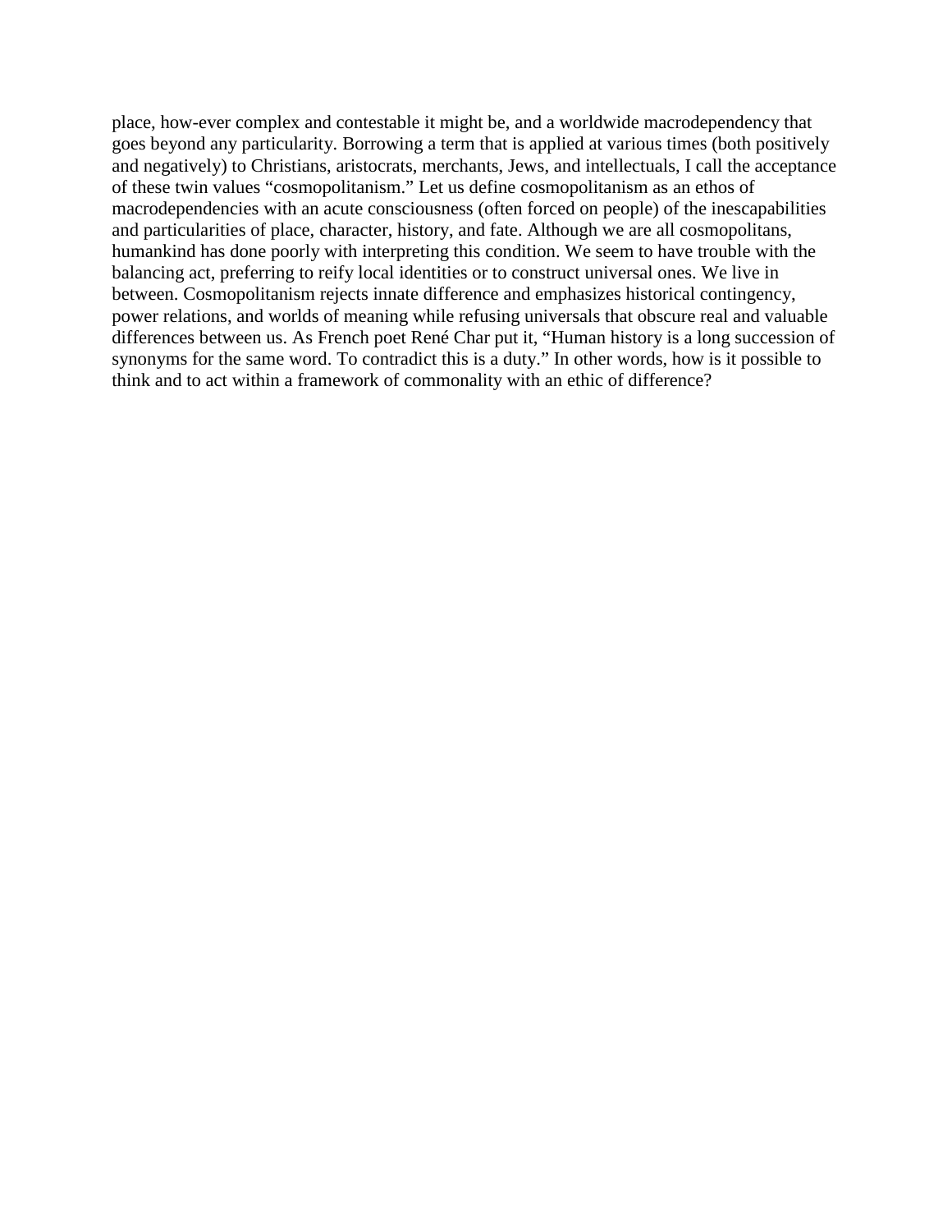place, how-ever complex and contestable it might be, and a worldwide macrodependency that goes beyond any particularity. Borrowing a term that is applied at various times (both positively and negatively) to Christians, aristocrats, merchants, Jews, and intellectuals, I call the acceptance of these twin values "cosmopolitanism." Let us define cosmopolitanism as an ethos of macrodependencies with an acute consciousness (often forced on people) of the inescapabilities and particularities of place, character, history, and fate. Although we are all cosmopolitans, humankind has done poorly with interpreting this condition. We seem to have trouble with the balancing act, preferring to reify local identities or to construct universal ones. We live in between. Cosmopolitanism rejects innate difference and emphasizes historical contingency, power relations, and worlds of meaning while refusing universals that obscure real and valuable differences between us. As French poet René Char put it, "Human history is a long succession of synonyms for the same word. To contradict this is a duty." In other words, how is it possible to think and to act within a framework of commonality with an ethic of difference?